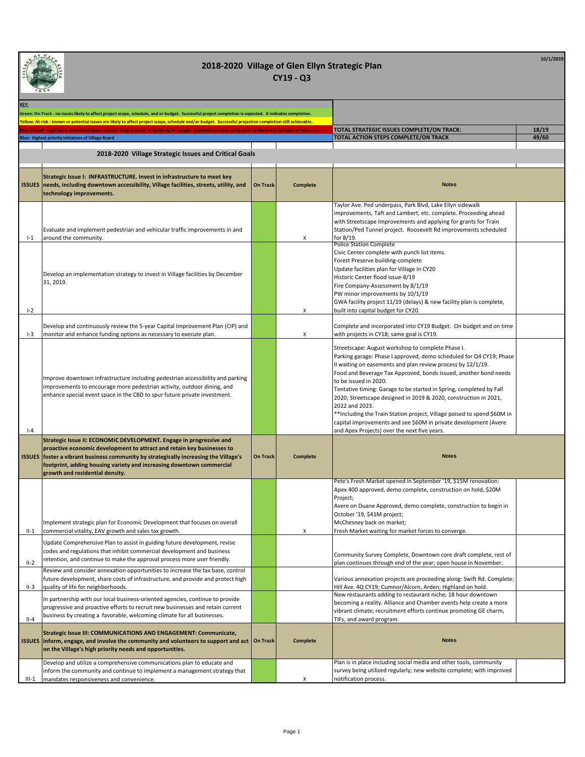# 2018-2020 Village of Glen Ellyn Strategic Plan

## CY19 - Q3

10/1/2019

**KEY:**

Green: On-Track - no issues likely to affect project scope, schedule, and or budget. Successful project completion is expected. X indicates completion.

Yellow: At-risk - known or potential issues are likely to affect project scope, schedule and/or budget. Successful projection completion still achievable.

Red: Critical - significant unresolved issues impacts project scope, schedule &/or budget. Successful project completion unlikely w/o changes or resources

Blue: Highest priority Initiatives of Village Board

| | |
|---|---|
| TOTAL STRATEGIC ISSUES COMPLETE/ON TRACK: | 18/19 |
| TOTAL ACTION STEPS COMPLETE/ON TRACK | 49/60 |

## 2018-2020 Village Strategic Issues and Critical Goals

| ISSUES | Strategic Issue I: INFRASTRUCTURE. Invest in infrastructure to meet key needs, including downtown accessibility, Village facilities, streets, utility, and technology improvements. | On Track | Complete | Notes |
|---|---|---|---|---|
| I-1 | Evaluate and implement pedestrian and vehicular traffic improvements in and around the community. | | X | Taylor Ave. Ped underpass, Park Blvd, Lake Ellyn sidewalk improvements, Taft and Lambert, etc. complete. Proceeding ahead with Streetscape Improvements and applying for grants for Train Station/Ped Tunnel project. Roosevelt Rd improvements scheduled for 8/19. |
| I-2 | Develop an implementation strategy to invest in Village facilities by December 31, 2019. | | X | Police Station Complete<br>Civic Center complete with punch list items.<br>Forest Preserve building-complete<br>Update facilities plan for Village in CY20<br>Historic Center flood issue-8/19<br>Fire Company-Assessment by 8/1/19<br>PW minor improvements by 10/1/19<br>GWA facility project 11/19 (delays) & new facility plan is complete, built into capital budget for CY20. |
| I-3 | Develop and continuously review the 5-year Capital Improvement Plan (CIP) and monitor and enhance funding options as necessary to execute plan. | | X | Complete and incorporated into CY19 Budget. On budget and on time with projects in CY18; same goal is CY19. |
| I-4 | Improve downtown infrastructure including pedestrian accessibility and parking improvements to encourage more pedestrian activity, outdoor dining, and enhance special event space in the CBD to spur future private investment. | | | Streetscape: August workshop to complete Phase I.<br>Parking garage: Phase I approved, demo scheduled for Q4 CY19; Phase II waiting on easements and plan review process by 12/1/19.<br>Food and Beverage Tax Approved, bonds issued, another bond needs to be issued in 2020.<br>Tentative timing: Garage to be started in Spring, completed by Fall 2020; Streetscape designed in 2019 & 2020, construction in 2021, 2022 and 2023.<br>**Including the Train Station project, Village poised to spend $60M in capital improvements and see $60M in private development (Avere and Apex Projects) over the next five years. |
| **ISSUES** | **Strategic Issue II: ECONOMIC DEVELOPMENT. Engage in progressive and proactive economic development to attract and retain key businesses to foster a vibrant business community by strategically increasing the Village's footprint, adding housing variety and increasing downtown commercial growth and residential density.** | **On Track** | **Complete** | **Notes** |
| II-1 | Implement strategic plan for Economic Development that focuses on overall commercial vitality, EAV growth and sales tax growth. | | X | Pete's Fresh Market opened in September '19, $15M renovation:<br>Apex 400 approved, demo complete, construction on hold, $20M Project;<br>Avere on Duane Approved, demo complete, construction to begin in October '19, $41M project;<br>McChesney back on market;<br>Fresh Market waiting for market forces to converge. |
| II-2 | Update Comprehensive Plan to assist in guiding future development, revise codes and regulations that inhibit commercial development and business retention, and continue to make the approval process more user friendly. | | | Community Survey Complete, Downtown core draft complete, rest of plan continues through end of the year; open house in November. |
| II-3 | Review and consider annexation opportunities to increase the tax base, control future development, share costs of infrastructure, and provide and protect high quality of life for neighborhoods. | | | Various annexation projects are proceeding along: Swift Rd. Complete; Hill Ave. 4Q CY19; Cumnor/Alcorn, Arden; Highland on hold. |
| II-4 | In partnership with our local business-oriented agencies, continue to provide progressive and proactive efforts to recruit new businesses and retain current business by creating a favorable, welcoming climate for all businesses. | | | New restaurants adding to restaurant niche; 18 hour downtown becoming a reality. Alliance and Chamber events help create a more vibrant climate; recruitment efforts continue promoting GE charm, TIFs, and award program. |
| **ISSUES** | **Strategic Issue III: COMMUNICATIONS AND ENGAGEMENT: Communicate, inform, engage, and involve the community and volunteers to support and act on the Village's high priority needs and opportunities.** | **On Track** | **Complete** | **Notes** |
| III-1 | Develop and utilize a comprehensive communications plan to educate and inform the community and continue to implement a management strategy that mandates responsiveness and convenience. | | X | Plan is in place including social media and other tools, community survey being utilized regularly; new website complete; with improved notification process. |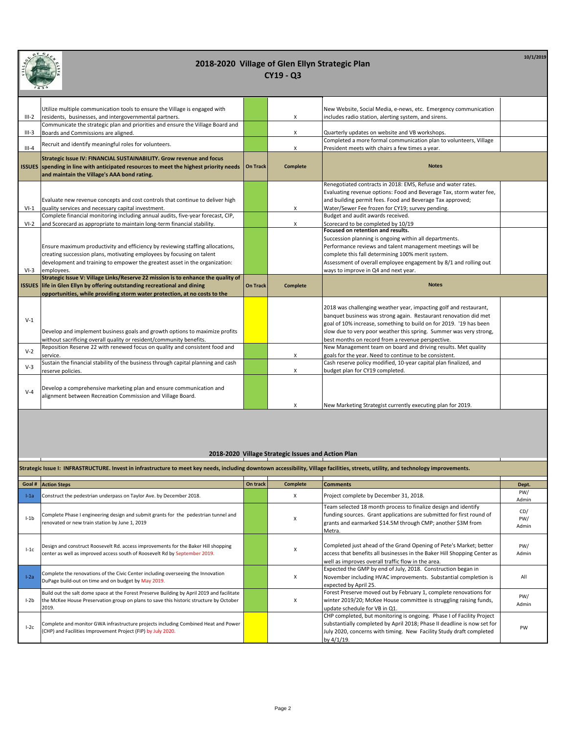# 2018-2020 Village of Glen Ellyn Strategic Plan

## CY19 - Q3

10/1/2019

| | | On Track | Complete | Notes |
|---|---|---|---|---|
| III-2 | Utilize multiple communication tools to ensure the Village is engaged with residents, businesses, and intergovernmental partners. | | X | New Website, Social Media, e-news, etc. Emergency communication includes radio station, alerting system, and sirens. |
| III-3 | Communicate the strategic plan and priorities and ensure the Village Board and Boards and Commissions are aligned. | | X | Quarterly updates on website and VB workshops. |
| III-4 | Recruit and identify meaningful roles for volunteers. | | X | Completed a more formal communication plan to volunteers, Village President meets with chairs a few times a year. |
| **ISSUES** | **Strategic Issue IV: FINANCIAL SUSTAINABILITY. Grow revenue and focus spending in line with anticipated resources to meet the highest priority needs and maintain the Village's AAA bond rating.** | **On Track** | **Complete** | **Notes** |
| VI-1 | Evaluate new revenue concepts and cost controls that continue to deliver high quality services and necessary capital investment. | | X | Renegotiated contracts in 2018: EMS, Refuse and water rates. Evaluating revenue options: Food and Beverage Tax, storm water fee, and building permit fees. Food and Beverage Tax approved; Water/Sewer Fee frozen for CY19; survey pending. |
| VI-2 | Complete financial monitoring including annual audits, five-year forecast, CIP, and Scorecard as appropriate to maintain long-term financial stability. | | X | Budget and audit awards received. Scorecard to be completed by 10/19 |
| VI-3 | Ensure maximum productivity and efficiency by reviewing staffing allocations, creating succession plans, motivating employees by focusing on talent development and training to empower the greatest asset in the organization: employees. | | | **Focused on retention and results.** Succession planning is ongoing within all departments. Performance reviews and talent management meetings will be complete this fall determining 100% merit system. Assessment of overall employee engagement by 8/1 and rolling out ways to improve in Q4 and next year. |
| **ISSUES** | **Strategic Issue V: Village Links/Reserve 22 mission is to enhance the quality of life in Glen Ellyn by offering outstanding recreational and dining opportunities, while providing storm water protection, at no costs to the** | **On Track** | **Complete** | **Notes** |
| V-1 | Develop and implement business goals and growth options to maximize profits without sacrificing overall quality or resident/community benefits. | | | 2018 was challenging weather year, impacting golf and restaurant, banquet business was strong again. Restaurant renovation did met goal of 10% increase, something to build on for 2019. '19 has been slow due to very poor weather this spring. Summer was very strong, best months on record from a revenue perspective. |
| V-2 | Reposition Reserve 22 with renewed focus on quality and consistent food and service. | | X | New Management team on board and driving results. Met quality goals for the year. Need to continue to be consistent. |
| V-3 | Sustain the financial stability of the business through capital planning and cash reserve policies. | | X | Cash reserve policy modified, 10-year capital plan finalized, and budget plan for CY19 completed. |
| V-4 | Develop a comprehensive marketing plan and ensure communication and alignment between Recreation Commission and Village Board. | | X | New Marketing Strategist currently executing plan for 2019. |

## 2018-2020 Village Strategic Issues and Action Plan

**Strategic Issue I: INFRASTRUCTURE. Invest in infrastructure to meet key needs, including downtown accessibility, Village facilities, streets, utility, and technology improvements.**

| Goal # | Action Steps | On track | Complete | Comments | Dept. |
|---|---|---|---|---|---|
| I-1a | Construct the pedestrian underpass on Taylor Ave. by December 2018. | | X | Project complete by December 31, 2018. | PW/ Admin |
| I-1b | Complete Phase I engineering design and submit grants for the pedestrian tunnel and renovated or new train station by June 1, 2019 | | X | Team selected 18 month process to finalize design and identify funding sources. Grant applications are submitted for first round of grants and earmarked $14.5M through CMP; another $3M from Metra. | CD/ PW/ Admin |
| I-1c | Design and construct Roosevelt Rd. access improvements for the Baker Hill shopping center as well as improved access south of Roosevelt Rd by September 2019. | | X | Completed just ahead of the Grand Opening of Pete's Market; better access that benefits all businesses in the Baker Hill Shopping Center as well as improves overall traffic flow in the area. | PW/ Admin |
| I-2a | Complete the renovations of the Civic Center including overseeing the Innovation DuPage build-out on time and on budget by May 2019. | | X | Expected the GMP by end of July, 2018. Construction began in November including HVAC improvements. Substantial completion is expected by April 25. | All |
| I-2b | Build out the salt dome space at the Forest Preserve Building by April 2019 and facilitate the McKee House Preservation group on plans to save this historic structure by October 2019. | | X | Forest Preserve moved out by February 1, complete renovations for winter 2019/20; McKee House committee is struggling raising funds, update schedule for VB in Q1. | PW/ Admin |
| I-2c | Complete and monitor GWA infrastructure projects including Combined Heat and Power (CHP) and Facilities Improvement Project (FIP) by July 2020. | | | CHP completed, but monitoring is ongoing. Phase I of Facility Project substantially completed by April 2018; Phase II deadline is now set for July 2020, concerns with timing. New Facility Study draft completed by 4/1/19. | PW |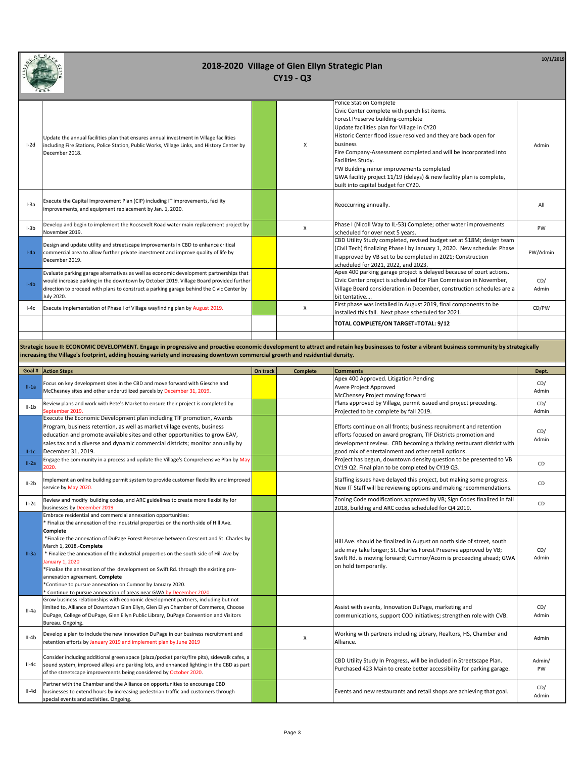# 2018-2020 Village of Glen Ellyn Strategic Plan

## CY19 - Q3

10/1/2019

| Goal # | Action Steps | On track | Complete | Comments | Dept. |
|---|---|---|---|---|---|
| I-2d | Update the annual facilities plan that ensures annual investment in Village facilities including Fire Stations, Police Station, Public Works, Village Links, and History Center by December 2018. | | X | Police Station Complete<br>Civic Center complete with punch list items.<br>Forest Preserve building-complete<br>Update facilities plan for Village in CY20<br>Historic Center flood issue resolved and they are back open for business<br>Fire Company-Assessment completed and will be incorporated into Facilities Study.<br>PW Building minor improvements completed<br>GWA facility project 11/19 (delays) & new facility plan is complete, built into capital budget for CY20. | Admin |
| I-3a | Execute the Capital Improvement Plan (CIP) including IT improvements, facility improvements, and equipment replacement by Jan. 1, 2020. | | | Reoccurring annually. | All |
| I-3b | Develop and begin to implement the Roosevelt Road water main replacement project by November 2019. | | X | Phase I (Nicoll Way to IL-53) Complete; other water improvements scheduled for over next 5 years. | PW |
| I-4a | Design and update utility and streetscape improvements in CBD to enhance critical commercial area to allow further private investment and improve quality of life by December 2019. | | | CBD Utility Study completed, revised budget set at $18M; design team (Civil Tech) finalizing Phase I by January 1, 2020. New schedule: Phase II approved by VB set to be completed in 2021; Construction scheduled for 2021, 2022, and 2023. | PW/Admin |
| I-4b | Evaluate parking garage alternatives as well as economic development partnerships that would increase parking in the downtown by October 2019. Village Board provided further direction to proceed with plans to construct a parking garage behind the Civic Center by July 2020. | | | Apex 400 parking garage project is delayed because of court actions. Civic Center project is scheduled for Plan Commission in November, Village Board consideration in December, construction schedules are a bit tentative.... | CD/ Admin |
| I-4c | Execute implementation of Phase I of Village wayfinding plan by August 2019. | | X | First phase was installed in August 2019, final components to be installed this fall. Next phase scheduled for 2021. | CD/PW |
| | | | | **TOTAL COMPLETE/ON TARGET=TOTAL: 9/12** | |

**Strategic Issue II: ECONOMIC DEVELOPMENT. Engage in progressive and proactive economic development to attract and retain key businesses to foster a vibrant business community by strategically increasing the Village's footprint, adding housing variety and increasing downtown commercial growth and residential density.**

| Goal # | Action Steps | On track | Complete | Comments | Dept. |
|---|---|---|---|---|---|
| II-1a | Focus on key development sites in the CBD and move forward with Giesche and McChesney sites and other underutilized parcels by December 31, 2019. | | | Apex 400 Approved. Litigation Pending<br>Avere Project Approved<br>McChensey Project moving forward | CD/ Admin |
| II-1b | Review plans and work with Pete's Market to ensure their project is completed by September 2019. | | | Plans approved by Village, permit issued and project preceding. Projected to be complete by fall 2019. | CD/ Admin |
| II-1c | Execute the Economic Development plan including TIF promotion, Awards Program, business retention, as well as market village events, business education and promote available sites and other opportunities to grow EAV, sales tax and a diverse and dynamic commercial districts; monitor annually by December 31, 2019. | | | Efforts continue on all fronts; business recruitment and retention efforts focused on award program, TIF Districts promotion and development review. CBD becoming a thriving restaurant district with good mix of entertainment and other retail options. | CD/ Admin |
| II-2a | Engage the community in a process and update the Village's Comprehensive Plan by May 2020. | | | Project has begun, downtown density question to be presented to VB CY19 Q2. Final plan to be completed by CY19 Q3. | CD |
| II-2b | Implement an online building permit system to provide customer flexibility and improved service by May 2020. | | | Staffing issues have delayed this project, but making some progress. New IT Staff will be reviewing options and making recommendations. | CD |
| II-2c | Review and modify building codes, and ARC guidelines to create more flexibility for businesses by December 2019 | | | Zoning Code modifications approved by VB; Sign Codes finalized in fall 2018, building and ARC codes scheduled for Q4 2019. | CD |
| II-3a | Embrace residential and commercial annexation opportunities:<br>* Finalize the annexation of the industrial properties on the north side of Hill Ave. **Complete**<br>*Finalize the annexation of DuPage Forest Preserve between Crescent and St. Charles by March 1, 2018.-**Complete**<br>* Finalize the annexation of the industrial properties on the south side of Hill Ave by January 1, 2020<br>*Finalize the annexation of the development on Swift Rd. through the existing pre-annexation agreement. **Complete**<br>*Continue to pursue annexation on Cumnor by January 2020.<br>* Continue to pursue annexation of areas near GWA by December 2020. | | | Hill Ave. should be finalized in August on north side of street, south side may take longer; St. Charles Forest Preserve approved by VB; Swift Rd. is moving forward; Cumnor/Acorn is proceeding ahead; GWA on hold temporarily. | CD/ Admin |
| II-4a | Grow business relationships with economic development partners, including but not limited to, Alliance of Downtown Glen Ellyn, Glen Ellyn Chamber of Commerce, Choose DuPage, College of DuPage, Glen Ellyn Public Library, DuPage Convention and Visitors Bureau. Ongoing. | | | Assist with events, Innovation DuPage, marketing and communications, support COD initiatives; strengthen role with CVB. | CD/ Admin |
| II-4b | Develop a plan to include the new Innovation DuPage in our business recruitment and retention efforts by January 2019 and implement plan by June 2019 | | X | Working with partners including Library, Realtors, HS, Chamber and Alliance. | Admin |
| II-4c | Consider including additional green space (plaza/pocket parks/fire pits), sidewalk cafes, a sound system, improved alleys and parking lots, and enhanced lighting in the CBD as part of the streetscape improvements being considered by October 2020. | | | CBD Utility Study In Progress, will be included in Streetscape Plan. Purchased 423 Main to create better accessibility for parking garage. | Admin/ PW |
| II-4d | Partner with the Chamber and the Alliance on opportunities to encourage CBD businesses to extend hours by increasing pedestrian traffic and customers through special events and activities. Ongoing. | | | Events and new restaurants and retail shops are achieving that goal. | CD/ Admin |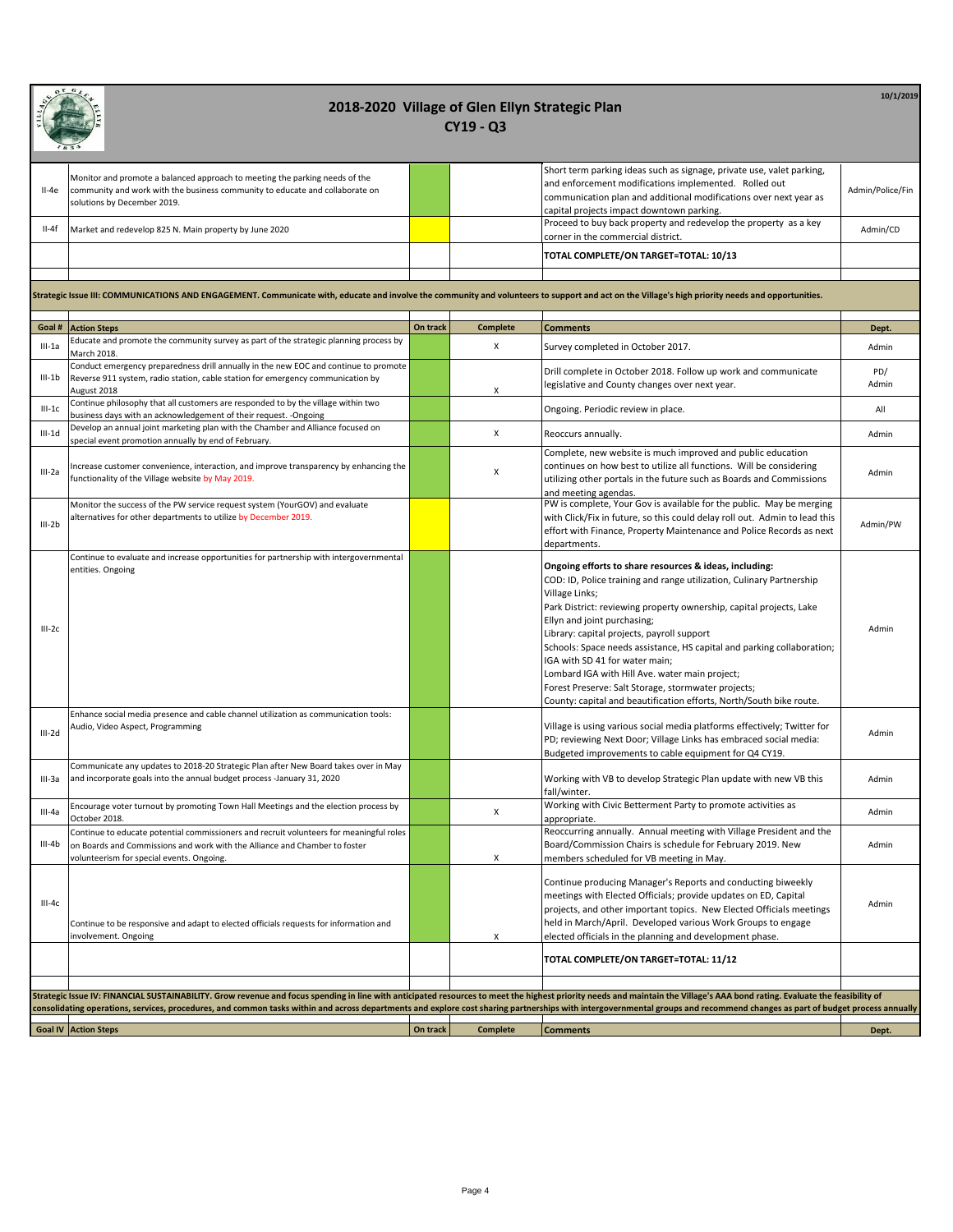# 2018-2020 Village of Glen Ellyn Strategic Plan

## CY19 - Q3

10/1/2019

| Goal # | Action Steps | On track | Complete | Comments | Dept. |
|---|---|---|---|---|---|
| II-4e | Monitor and promote a balanced approach to meeting the parking needs of the community and work with the business community to educate and collaborate on solutions by December 2019. | | | Short term parking ideas such as signage, private use, valet parking, and enforcement modifications implemented. Rolled out communication plan and additional modifications over next year as capital projects impact downtown parking. | Admin/Police/Fin |
| II-4f | Market and redevelop 825 N. Main property by June 2020 | | | Proceed to buy back property and redevelop the property as a key corner in the commercial district. | Admin/CD |
| | | | | **TOTAL COMPLETE/ON TARGET=TOTAL: 10/13** | |

**Strategic Issue III: COMMUNICATIONS AND ENGAGEMENT. Communicate with, educate and involve the community and volunteers to support and act on the Village's high priority needs and opportunities.**

| Goal # | Action Steps | On track | Complete | Comments | Dept. |
|---|---|---|---|---|---|
| III-1a | Educate and promote the community survey as part of the strategic planning process by March 2018. | | X | Survey completed in October 2017. | Admin |
| III-1b | Conduct emergency preparedness drill annually in the new EOC and continue to promote Reverse 911 system, radio station, cable station for emergency communication by August 2018 | | X | Drill complete in October 2018. Follow up work and communicate legislative and County changes over next year. | PD/ Admin |
| III-1c | Continue philosophy that all customers are responded to by the village within two business days with an acknowledgement of their request. -Ongoing | | | Ongoing. Periodic review in place. | All |
| III-1d | Develop an annual joint marketing plan with the Chamber and Alliance focused on special event promotion annually by end of February. | | X | Reoccurs annually. | Admin |
| III-2a | Increase customer convenience, interaction, and improve transparency by enhancing the functionality of the Village website by May 2019. | | X | Complete, new website is much improved and public education continues on how best to utilize all functions. Will be considering utilizing other portals in the future such as Boards and Commissions and meeting agendas. | Admin |
| III-2b | Monitor the success of the PW service request system (YourGOV) and evaluate alternatives for other departments to utilize by December 2019. | | | PW is complete, Your Gov is available for the public. May be merging with Click/Fix in future, so this could delay roll out. Admin to lead this effort with Finance, Property Maintenance and Police Records as next departments. | Admin/PW |
| III-2c | Continue to evaluate and increase opportunities for partnership with intergovernmental entities. Ongoing | | | **Ongoing efforts to share resources & ideas, including:** COD: ID, Police training and range utilization, Culinary Partnership Village Links; Park District: reviewing property ownership, capital projects, Lake Ellyn and joint purchasing; Library: capital projects, payroll support; Schools: Space needs assistance, HS capital and parking collaboration; IGA with SD 41 for water main; Lombard IGA with Hill Ave. water main project; Forest Preserve: Salt Storage, stormwater projects; County: capital and beautification efforts, North/South bike route. | Admin |
| III-2d | Enhance social media presence and cable channel utilization as communication tools: Audio, Video Aspect, Programming | | | Village is using various social media platforms effectively; Twitter for PD; reviewing Next Door; Village Links has embraced social media: Budgeted improvements to cable equipment for Q4 CY19. | Admin |
| III-3a | Communicate any updates to 2018-20 Strategic Plan after New Board takes over in May and incorporate goals into the annual budget process -January 31, 2020 | | | Working with VB to develop Strategic Plan update with new VB this fall/winter. | Admin |
| III-4a | Encourage voter turnout by promoting Town Hall Meetings and the election process by October 2018. | | X | Working with Civic Betterment Party to promote activities as appropriate. | Admin |
| III-4b | Continue to educate potential commissioners and recruit volunteers for meaningful roles on Boards and Commissions and work with the Alliance and Chamber to foster volunteerism for special events. Ongoing. | | X | Reoccurring annually. Annual meeting with Village President and the Board/Commission Chairs is schedule for February 2019. New members scheduled for VB meeting in May. | Admin |
| III-4c | Continue to be responsive and adapt to elected officials requests for information and involvement. Ongoing | | X | Continue producing Manager's Reports and conducting biweekly meetings with Elected Officials; provide updates on ED, Capital projects, and other important topics. New Elected Officials meetings held in March/April. Developed various Work Groups to engage elected officials in the planning and development phase. | Admin |
| | | | | **TOTAL COMPLETE/ON TARGET=TOTAL: 11/12** | |

**Strategic Issue IV: FINANCIAL SUSTAINABILITY. Grow revenue and focus spending in line with anticipated resources to meet the highest priority needs and maintain the Village's AAA bond rating. Evaluate the feasibility of consolidating operations, services, procedures, and common tasks within and across departments and explore cost sharing partnerships with intergovernmental groups and recommend changes as part of budget process annually**

| Goal IV | Action Steps | On track | Complete | Comments | Dept. |
|---|---|---|---|---|---|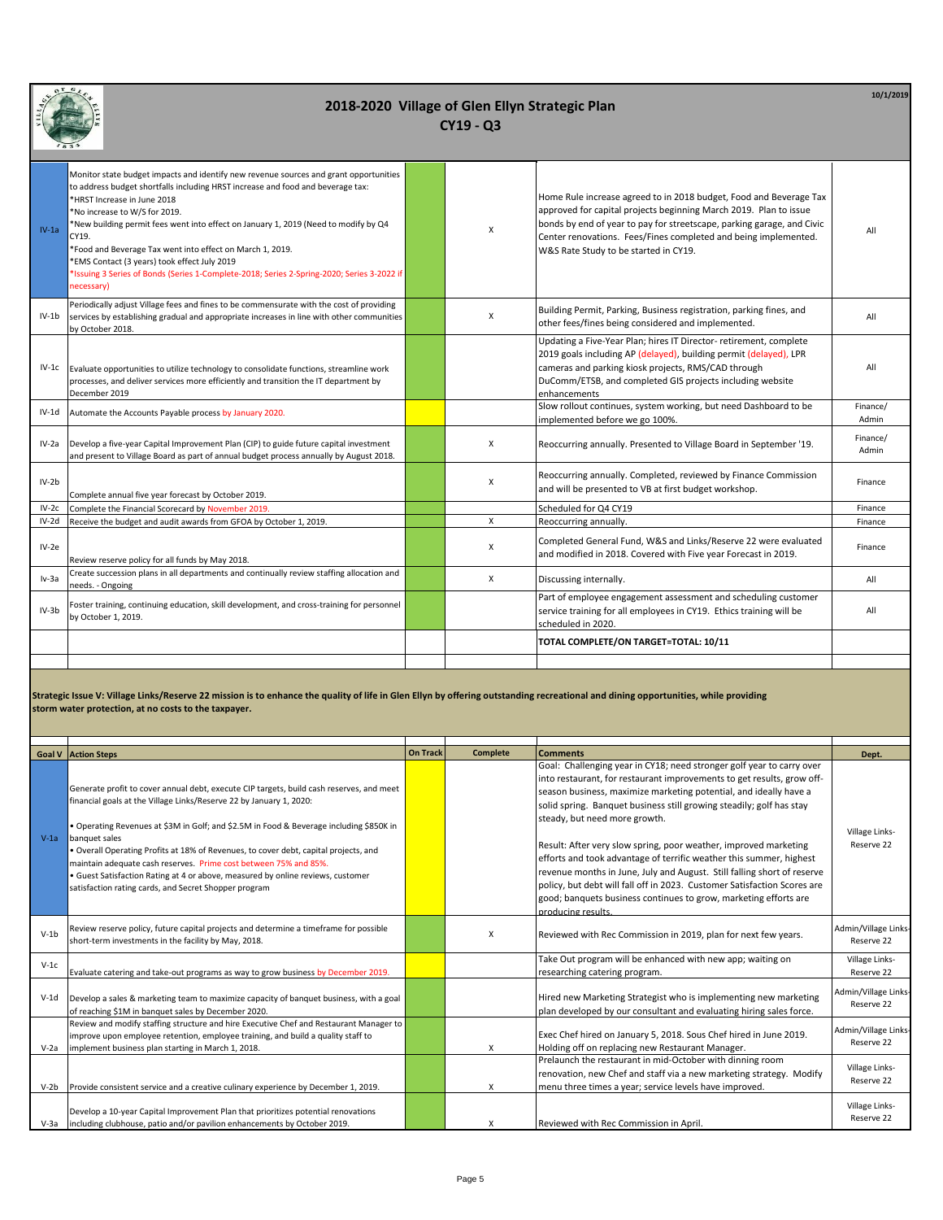# 2018-2020 Village of Glen Ellyn Strategic Plan

## CY19 - Q3

10/1/2019

| | | | | | |
|---|---|---|---|---|---|
| IV-1a | Monitor state budget impacts and identify new revenue sources and grant opportunities to address budget shortfalls including HRST increase and food and beverage tax: *HRST Increase in June 2018 *No increase to W/S for 2019. *New building permit fees went into effect on January 1, 2019 (Need to modify by Q4 CY19. *Food and Beverage Tax went into effect on March 1, 2019. *EMS Contact (3 years) took effect July 2019 *Issuing 3 Series of Bonds (Series 1-Complete-2018; Series 2-Spring-2020; Series 3-2022 if necessary) | | X | Home Rule increase agreed to in 2018 budget, Food and Beverage Tax approved for capital projects beginning March 2019. Plan to issue bonds by end of year to pay for streetscape, parking garage, and Civic Center renovations. Fees/Fines completed and being implemented. W&S Rate Study to be started in CY19. | All |
| IV-1b | Periodically adjust Village fees and fines to be commensurate with the cost of providing services by establishing gradual and appropriate increases in line with other communities by October 2018. | | X | Building Permit, Parking, Business registration, parking fines, and other fees/fines being considered and implemented. | All |
| IV-1c | Evaluate opportunities to utilize technology to consolidate functions, streamline work processes, and deliver services more efficiently and transition the IT department by December 2019 | | | Updating a Five-Year Plan; hires IT Director- retirement, complete 2019 goals including AP (delayed), building permit (delayed), LPR cameras and parking kiosk projects, RMS/CAD through DuComm/ETSB, and completed GIS projects including website enhancements | All |
| IV-1d | Automate the Accounts Payable process by January 2020. | | | Slow rollout continues, system working, but need Dashboard to be implemented before we go 100%. | Finance/ Admin |
| IV-2a | Develop a five-year Capital Improvement Plan (CIP) to guide future capital investment and present to Village Board as part of annual budget process annually by August 2018. | | X | Reoccurring annually. Presented to Village Board in September '19. | Finance/ Admin |
| IV-2b | Complete annual five year forecast by October 2019. | | X | Reoccurring annually. Completed, reviewed by Finance Commission and will be presented to VB at first budget workshop. | Finance |
| IV-2c | Complete the Financial Scorecard by November 2019. | | | Scheduled for Q4 CY19 | Finance |
| IV-2d | Receive the budget and audit awards from GFOA by October 1, 2019. | | X | Reoccurring annually. | Finance |
| IV-2e | Review reserve policy for all funds by May 2018. | | X | Completed General Fund, W&S and Links/Reserve 22 were evaluated and modified in 2018. Covered with Five year Forecast in 2019. | Finance |
| Iv-3a | Create succession plans in all departments and continually review staffing allocation and needs. - Ongoing | | X | Discussing internally. | All |
| IV-3b | Foster training, continuing education, skill development, and cross-training for personnel by October 1, 2019. | | | Part of employee engagement assessment and scheduling customer service training for all employees in CY19. Ethics training will be scheduled in 2020. | All |
| | | | | **TOTAL COMPLETE/ON TARGET=TOTAL: 10/11** | |

**Strategic Issue V: Village Links/Reserve 22 mission is to enhance the quality of life in Glen Ellyn by offering outstanding recreational and dining opportunities, while providing storm water protection, at no costs to the taxpayer.**

| Goal V | Action Steps | On Track | Complete | Comments | Dept. |
|---|---|---|---|---|---|
| V-1a | Generate profit to cover annual debt, execute CIP targets, build cash reserves, and meet financial goals at the Village Links/Reserve 22 by January 1, 2020: • Operating Revenues at $3M in Golf; and $2.5M in Food & Beverage including $850K in banquet sales • Overall Operating Profits at 18% of Revenues, to cover debt, capital projects, and maintain adequate cash reserves. Prime cost between 75% and 85%. • Guest Satisfaction Rating at 4 or above, measured by online reviews, customer satisfaction rating cards, and Secret Shopper program | | | Goal: Challenging year in CY18; need stronger golf year to carry over into restaurant, for restaurant improvements to get results, grow off-season business, maximize marketing potential, and ideally have a solid spring. Banquet business still growing steadily; golf has stay steady, but need more growth. Result: After very slow spring, poor weather, improved marketing efforts and took advantage of terrific weather this summer, highest revenue months in June, July and August. Still falling short of reserve policy, but debt will fall off in 2023. Customer Satisfaction Scores are good; banquets business continues to grow, marketing efforts are producing results. | Village Links-Reserve 22 |
| V-1b | Review reserve policy, future capital projects and determine a timeframe for possible short-term investments in the facility by May, 2018. | | X | Reviewed with Rec Commission in 2019, plan for next few years. | Admin/Village Links-Reserve 22 |
| V-1c | Evaluate catering and take-out programs as way to grow business by December 2019. | | | Take Out program will be enhanced with new app; waiting on researching catering program. | Village Links-Reserve 22 |
| V-1d | Develop a sales & marketing team to maximize capacity of banquet business, with a goal of reaching $1M in banquet sales by December 2020. | | | Hired new Marketing Strategist who is implementing new marketing plan developed by our consultant and evaluating hiring sales force. | Admin/Village Links-Reserve 22 |
| V-2a | Review and modify staffing structure and hire Executive Chef and Restaurant Manager to improve upon employee retention, employee training, and build a quality staff to implement business plan starting in March 1, 2018. | | X | Exec Chef hired on January 5, 2018. Sous Chef hired in June 2019. Holding off on replacing new Restaurant Manager. | Admin/Village Links-Reserve 22 |
| V-2b | Provide consistent service and a creative culinary experience by December 1, 2019. | | X | Prelaunch the restaurant in mid-October with dinning room renovation, new Chef and staff via a new marketing strategy. Modify menu three times a year; service levels have improved. | Village Links-Reserve 22 |
| V-3a | Develop a 10-year Capital Improvement Plan that prioritizes potential renovations including clubhouse, patio and/or pavilion enhancements by October 2019. | | X | Reviewed with Rec Commission in April. | Village Links-Reserve 22 |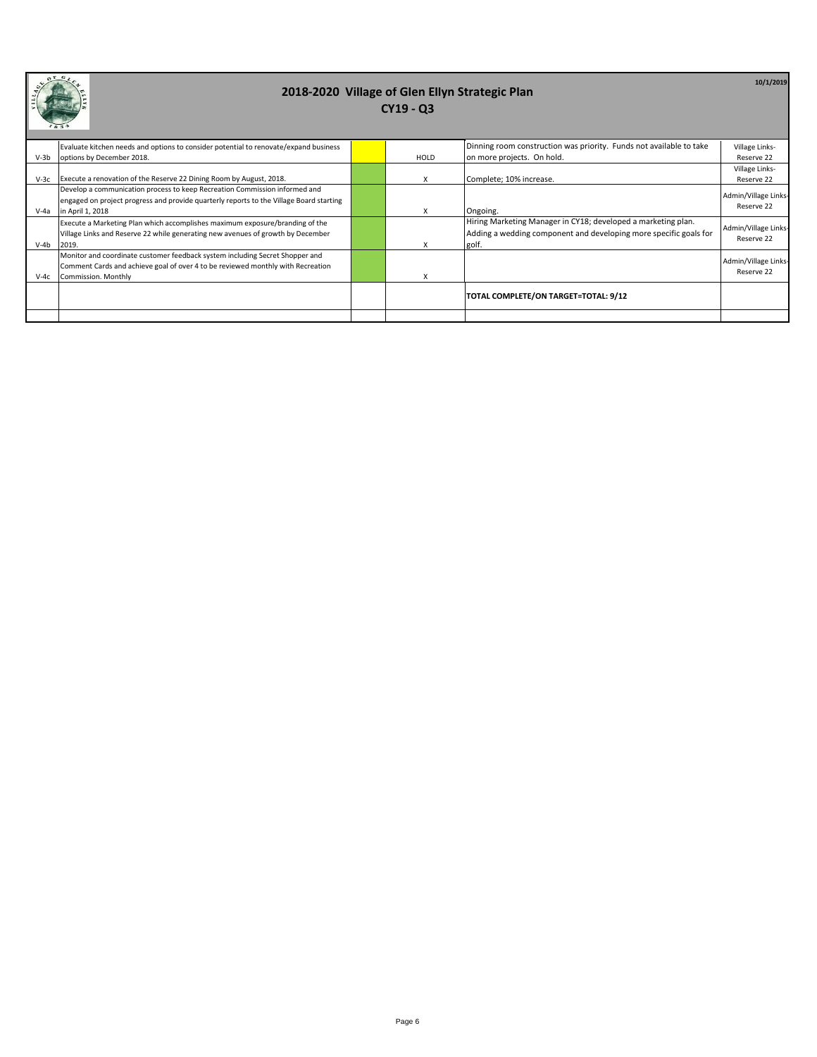# 2018-2020 Village of Glen Ellyn Strategic Plan

## CY19 - Q3

10/1/2019

| | | | | | |
|---|---|---|---|---|---|
| V-3b | Evaluate kitchen needs and options to consider potential to renovate/expand business options by December 2018. | | HOLD | Dinning room construction was priority. Funds not available to take on more projects. On hold. | Village Links-Reserve 22 |
| V-3c | Execute a renovation of the Reserve 22 Dining Room by August, 2018. | | X | Complete; 10% increase. | Village Links-Reserve 22 |
| V-4a | Develop a communication process to keep Recreation Commission informed and engaged on project progress and provide quarterly reports to the Village Board starting in April 1, 2018 | | X | Ongoing. | Admin/Village Links-Reserve 22 |
| V-4b | Execute a Marketing Plan which accomplishes maximum exposure/branding of the Village Links and Reserve 22 while generating new avenues of growth by December 2019. | | X | Hiring Marketing Manager in CY18; developed a marketing plan. Adding a wedding component and developing more specific goals for golf. | Admin/Village Links-Reserve 22 |
| V-4c | Monitor and coordinate customer feedback system including Secret Shopper and Comment Cards and achieve goal of over 4 to be reviewed monthly with Recreation Commission. Monthly | | X | | Admin/Village Links-Reserve 22 |
| | | | | **TOTAL COMPLETE/ON TARGET=TOTAL: 9/12** | |
| | | | | | |